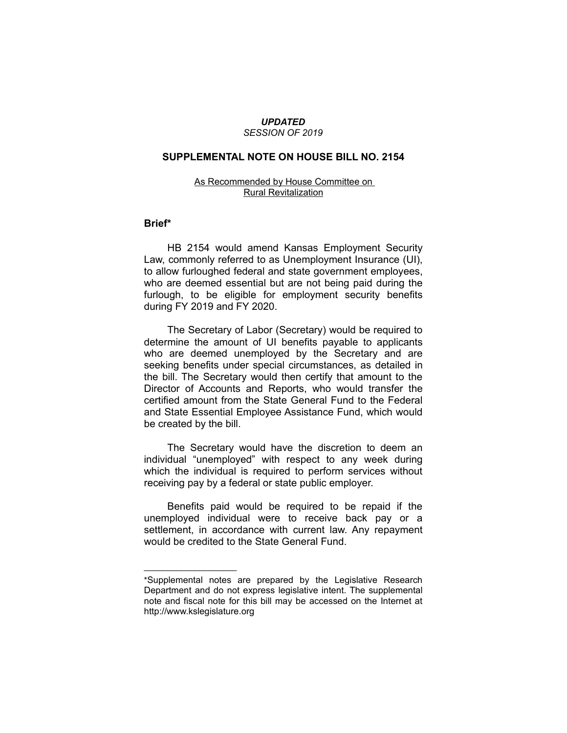*UPDATED*

*SESSION OF 2019*

## SUPPLEMENTAL NOTE ON HOUSE BILL NO. 2154

As Recommended by House Committee on Rural Revitalization

### Brief*

HB 2154 would amend Kansas Employment Security Law, commonly referred to as Unemployment Insurance (UI), to allow furloughed federal and state government employees, who are deemed essential but are not being paid during the furlough, to be eligible for employment security benefits during FY 2019 and FY 2020.

The Secretary of Labor (Secretary) would be required to determine the amount of UI benefits payable to applicants who are deemed unemployed by the Secretary and are seeking benefits under special circumstances, as detailed in the bill. The Secretary would then certify that amount to the Director of Accounts and Reports, who would transfer the certified amount from the State General Fund to the Federal and State Essential Employee Assistance Fund, which would be created by the bill.

The Secretary would have the discretion to deem an individual "unemployed" with respect to any week during which the individual is required to perform services without receiving pay by a federal or state public employer.

Benefits paid would be required to be repaid if the unemployed individual were to receive back pay or a settlement, in accordance with current law. Any repayment would be credited to the State General Fund.

---

*Supplemental notes are prepared by the Legislative Research Department and do not express legislative intent. The supplemental note and fiscal note for this bill may be accessed on the Internet at http://www.kslegislature.org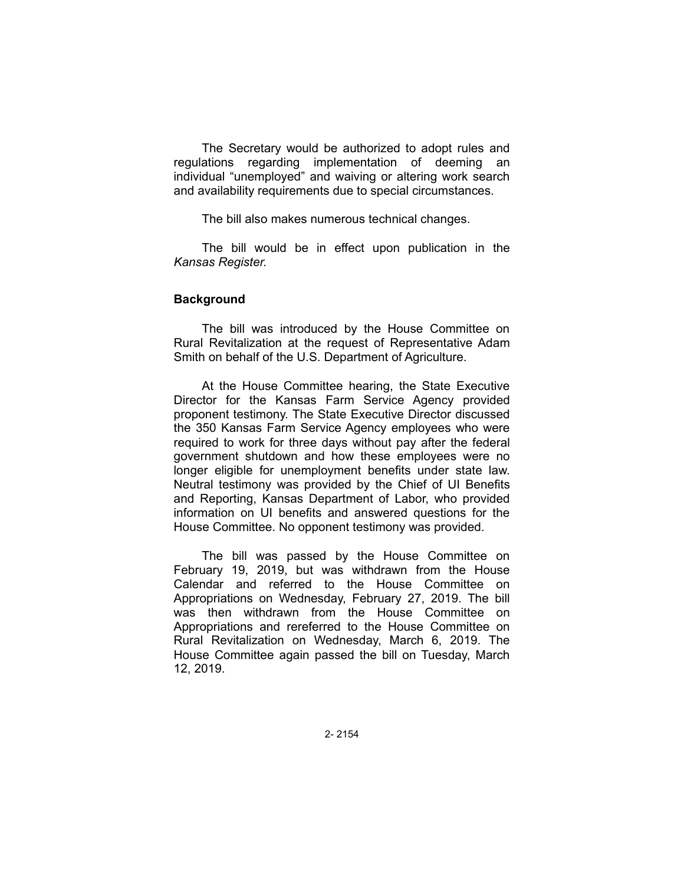The Secretary would be authorized to adopt rules and regulations regarding implementation of deeming an individual "unemployed" and waiving or altering work search and availability requirements due to special circumstances.

The bill also makes numerous technical changes.

The bill would be in effect upon publication in the *Kansas Register.*

## Background

The bill was introduced by the House Committee on Rural Revitalization at the request of Representative Adam Smith on behalf of the U.S. Department of Agriculture.

At the House Committee hearing, the State Executive Director for the Kansas Farm Service Agency provided proponent testimony. The State Executive Director discussed the 350 Kansas Farm Service Agency employees who were required to work for three days without pay after the federal government shutdown and how these employees were no longer eligible for unemployment benefits under state law. Neutral testimony was provided by the Chief of UI Benefits and Reporting, Kansas Department of Labor, who provided information on UI benefits and answered questions for the House Committee. No opponent testimony was provided.

The bill was passed by the House Committee on February 19, 2019, but was withdrawn from the House Calendar and referred to the House Committee on Appropriations on Wednesday, February 27, 2019. The bill was then withdrawn from the House Committee on Appropriations and rereferred to the House Committee on Rural Revitalization on Wednesday, March 6, 2019. The House Committee again passed the bill on Tuesday, March 12, 2019.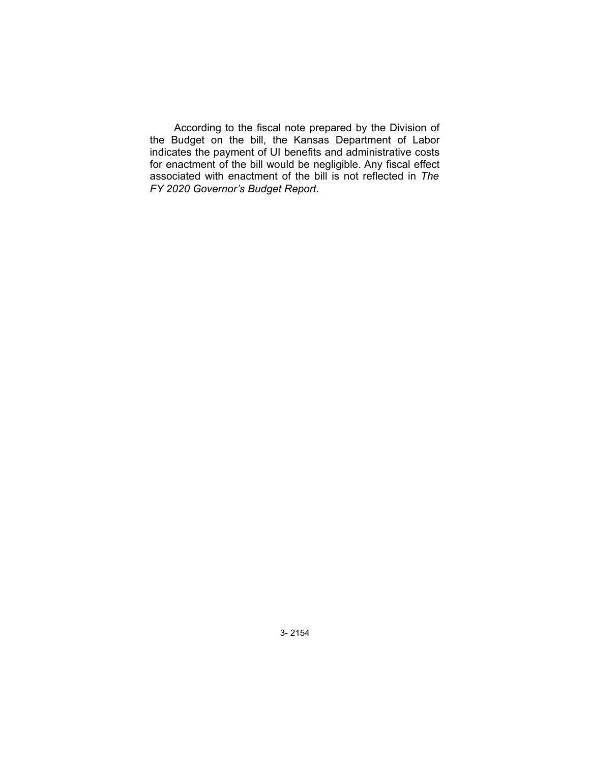According to the fiscal note prepared by the Division of the Budget on the bill, the Kansas Department of Labor indicates the payment of UI benefits and administrative costs for enactment of the bill would be negligible. Any fiscal effect associated with enactment of the bill is not reflected in *The FY 2020 Governor's Budget Report*.